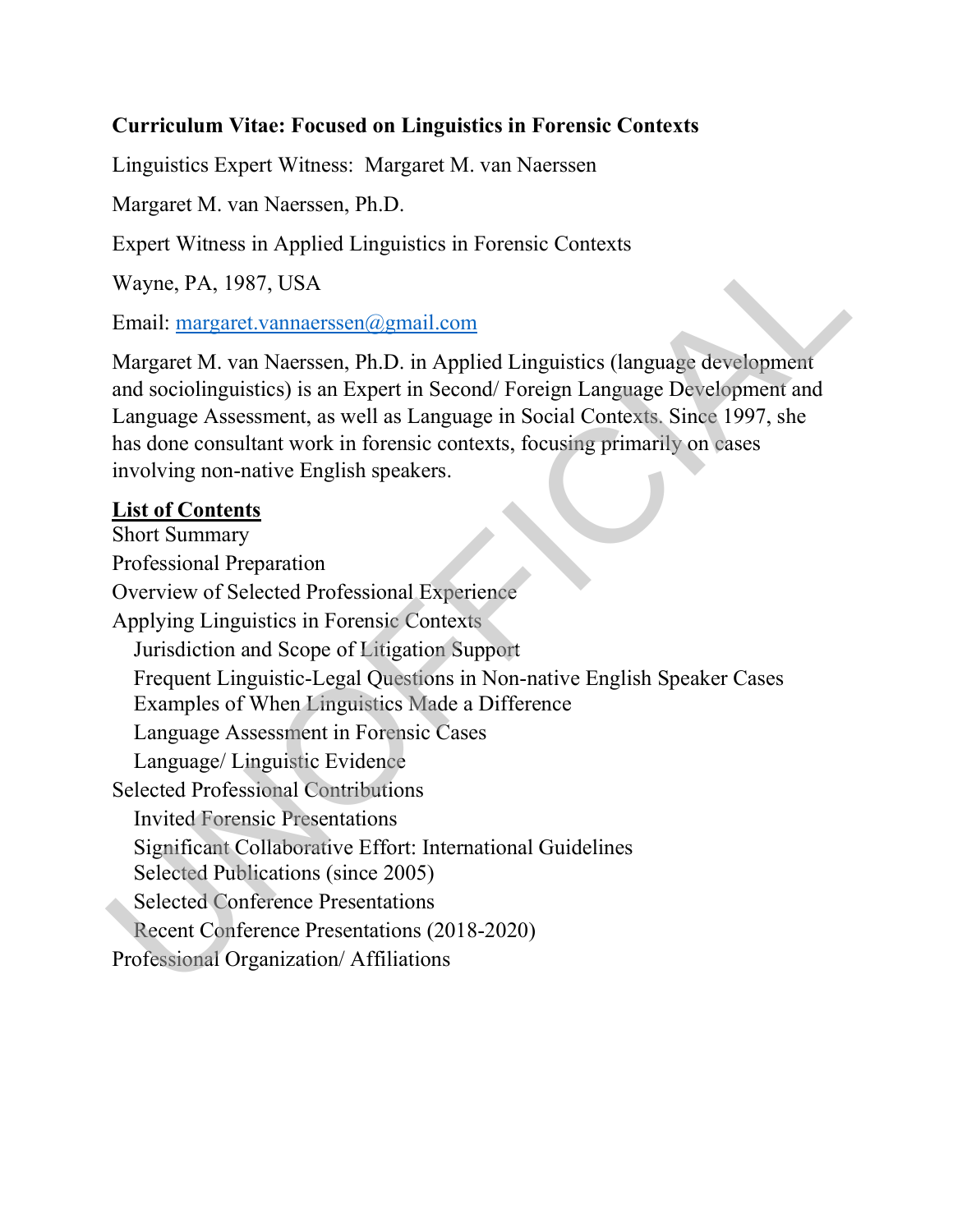**Curriculum Vitae: Focused on Linguistics in Forensic Contexts**

Linguistics Expert Witness: Margaret M. van Naerssen

Margaret M. van Naerssen, Ph.D.

Expert Witness in Applied Linguistics in Forensic Contexts

Wayne, PA, 1987, USA

Email: margaret.vannaerssen@gmail.com

Margaret M. van Naerssen, Ph.D. in Applied Linguistics (language development and sociolinguistics) is an Expert in Second/ Foreign Language Development and Language Assessment, as well as Language in Social Contexts. Since 1997, she has done consultant work in forensic contexts, focusing primarily on cases involving non-native English speakers.

**List of Contents**

Short Summary
Professional Preparation
Overview of Selected Professional Experience
Applying Linguistics in Forensic Contexts
- Jurisdiction and Scope of Litigation Support
- Frequent Linguistic-Legal Questions in Non-native English Speaker Cases
- Examples of When Linguistics Made a Difference
- Language Assessment in Forensic Cases
- Language/ Linguistic Evidence

Selected Professional Contributions
- Invited Forensic Presentations
- Significant Collaborative Effort: International Guidelines
- Selected Publications (since 2005)
- Selected Conference Presentations
- Recent Conference Presentations (2018-2020)

Professional Organization/ Affiliations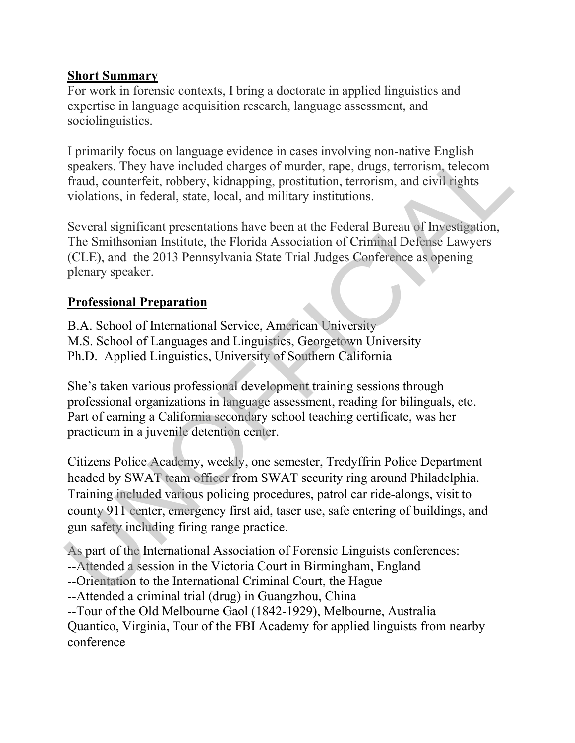**Short Summary**

For work in forensic contexts, I bring a doctorate in applied linguistics and expertise in language acquisition research, language assessment, and sociolinguistics.

I primarily focus on language evidence in cases involving non-native English speakers. They have included charges of murder, rape, drugs, terrorism, telecom fraud, counterfeit, robbery, kidnapping, prostitution, terrorism, and civil rights violations, in federal, state, local, and military institutions.

Several significant presentations have been at the Federal Bureau of Investigation, The Smithsonian Institute, the Florida Association of Criminal Defense Lawyers (CLE), and the 2013 Pennsylvania State Trial Judges Conference as opening plenary speaker.

**Professional Preparation**

B.A. School of International Service, American University
M.S. School of Languages and Linguistics, Georgetown University
Ph.D. Applied Linguistics, University of Southern California

She's taken various professional development training sessions through professional organizations in language assessment, reading for bilinguals, etc. Part of earning a California secondary school teaching certificate, was her practicum in a juvenile detention center.

Citizens Police Academy, weekly, one semester, Tredyffrin Police Department headed by SWAT team officer from SWAT security ring around Philadelphia. Training included various policing procedures, patrol car ride-alongs, visit to county 911 center, emergency first aid, taser use, safe entering of buildings, and gun safety including firing range practice.

As part of the International Association of Forensic Linguists conferences:
--Attended a session in the Victoria Court in Birmingham, England
--Orientation to the International Criminal Court, the Hague
--Attended a criminal trial (drug) in Guangzhou, China
--Tour of the Old Melbourne Gaol (1842-1929), Melbourne, Australia
Quantico, Virginia, Tour of the FBI Academy for applied linguists from nearby conference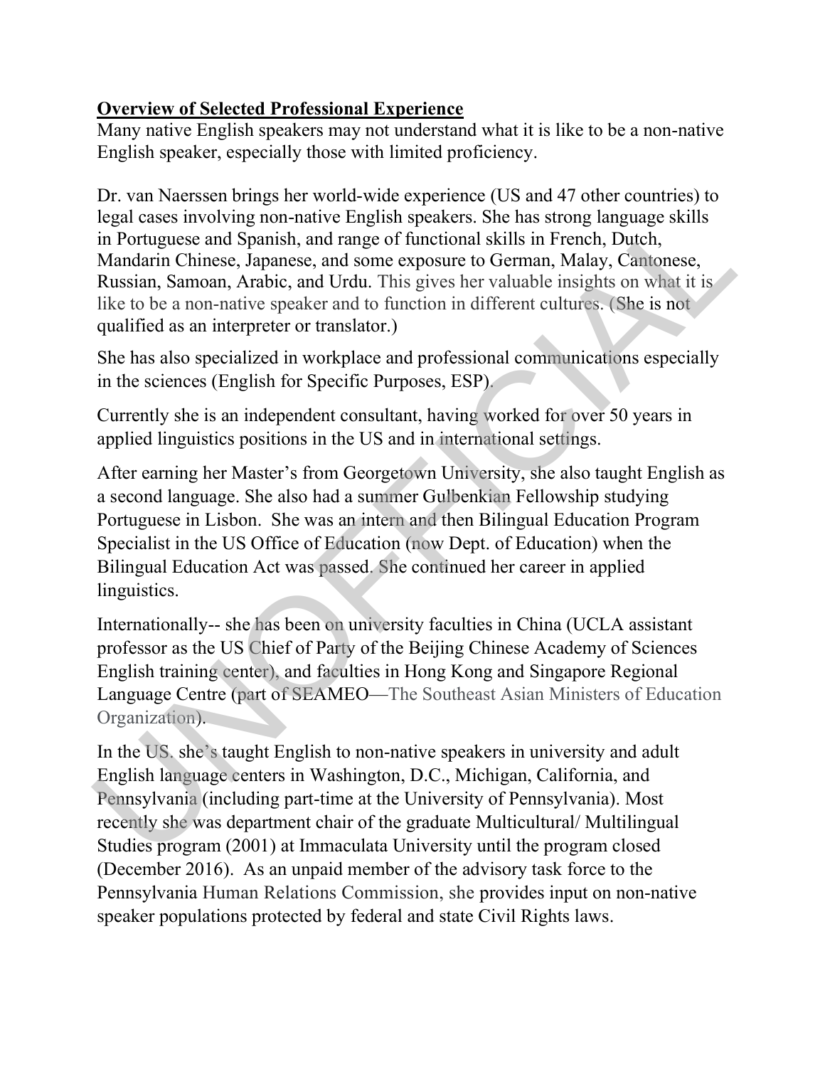**Overview of Selected Professional Experience**

Many native English speakers may not understand what it is like to be a non-native English speaker, especially those with limited proficiency.

Dr. van Naerssen brings her world-wide experience (US and 47 other countries) to legal cases involving non-native English speakers. She has strong language skills in Portuguese and Spanish, and range of functional skills in French, Dutch, Mandarin Chinese, Japanese, and some exposure to German, Malay, Cantonese, Russian, Samoan, Arabic, and Urdu. This gives her valuable insights on what it is like to be a non-native speaker and to function in different cultures. (She is not qualified as an interpreter or translator.)

She has also specialized in workplace and professional communications especially in the sciences (English for Specific Purposes, ESP).

Currently she is an independent consultant, having worked for over 50 years in applied linguistics positions in the US and in international settings.

After earning her Master's from Georgetown University, she also taught English as a second language. She also had a summer Gulbenkian Fellowship studying Portuguese in Lisbon. She was an intern and then Bilingual Education Program Specialist in the US Office of Education (now Dept. of Education) when the Bilingual Education Act was passed. She continued her career in applied linguistics.

Internationally-- she has been on university faculties in China (UCLA assistant professor as the US Chief of Party of the Beijing Chinese Academy of Sciences English training center), and faculties in Hong Kong and Singapore Regional Language Centre (part of SEAMEO—The Southeast Asian Ministers of Education Organization).

In the US. she's taught English to non-native speakers in university and adult English language centers in Washington, D.C., Michigan, California, and Pennsylvania (including part-time at the University of Pennsylvania). Most recently she was department chair of the graduate Multicultural/ Multilingual Studies program (2001) at Immaculata University until the program closed (December 2016). As an unpaid member of the advisory task force to the Pennsylvania Human Relations Commission, she provides input on non-native speaker populations protected by federal and state Civil Rights laws.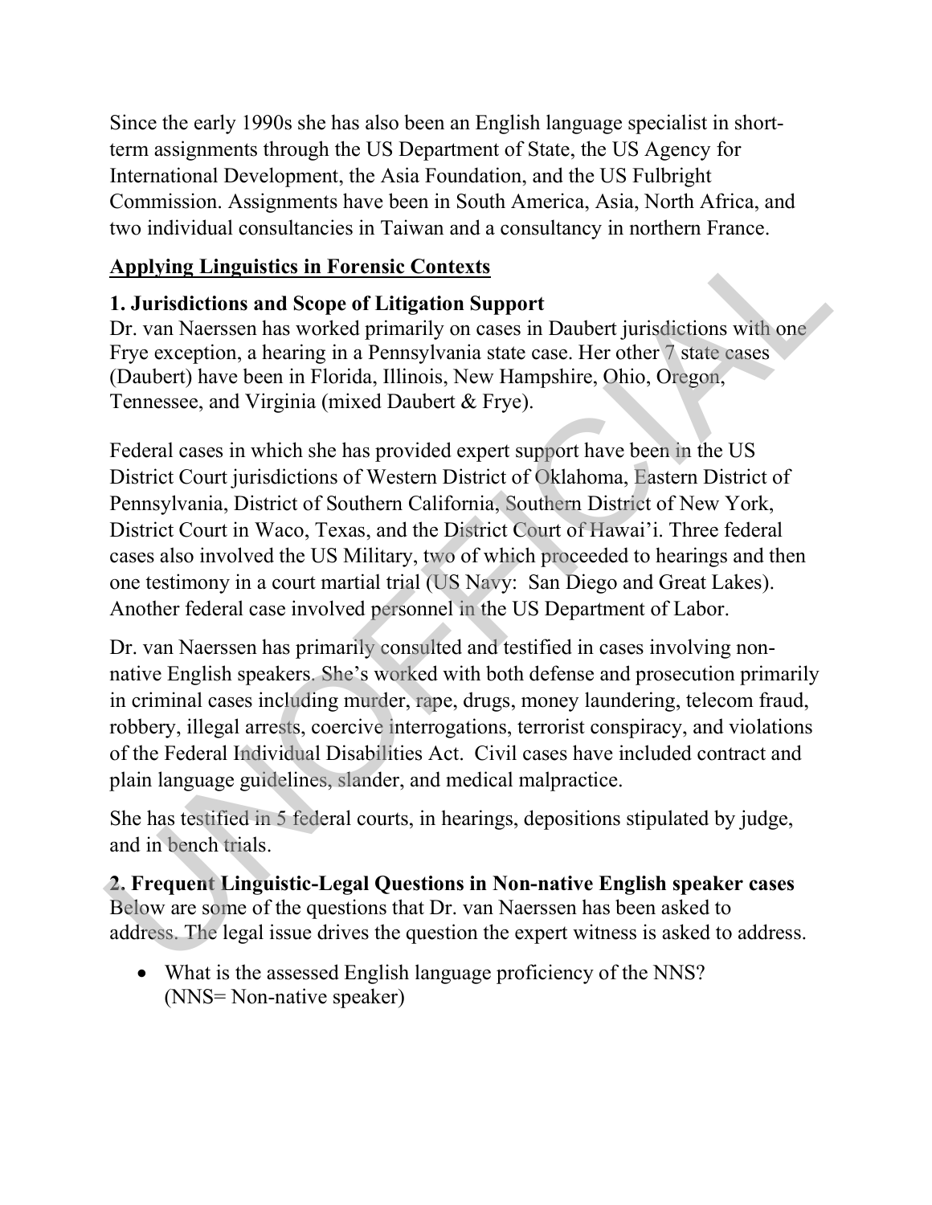Since the early 1990s she has also been an English language specialist in short-term assignments through the US Department of State, the US Agency for International Development, the Asia Foundation, and the US Fulbright Commission. Assignments have been in South America, Asia, North Africa, and two individual consultancies in Taiwan and a consultancy in northern France.

## Applying Linguistics in Forensic Contexts

### 1. Jurisdictions and Scope of Litigation Support

Dr. van Naerssen has worked primarily on cases in Daubert jurisdictions with one Frye exception, a hearing in a Pennsylvania state case. Her other 7 state cases (Daubert) have been in Florida, Illinois, New Hampshire, Ohio, Oregon, Tennessee, and Virginia (mixed Daubert & Frye).

Federal cases in which she has provided expert support have been in the US District Court jurisdictions of Western District of Oklahoma, Eastern District of Pennsylvania, District of Southern California, Southern District of New York, District Court in Waco, Texas, and the District Court of Hawai'i. Three federal cases also involved the US Military, two of which proceeded to hearings and then one testimony in a court martial trial (US Navy: San Diego and Great Lakes). Another federal case involved personnel in the US Department of Labor.

Dr. van Naerssen has primarily consulted and testified in cases involving non-native English speakers. She's worked with both defense and prosecution primarily in criminal cases including murder, rape, drugs, money laundering, telecom fraud, robbery, illegal arrests, coercive interrogations, terrorist conspiracy, and violations of the Federal Individual Disabilities Act. Civil cases have included contract and plain language guidelines, slander, and medical malpractice.

She has testified in 5 federal courts, in hearings, depositions stipulated by judge, and in bench trials.

### 2. Frequent Linguistic-Legal Questions in Non-native English speaker cases

Below are some of the questions that Dr. van Naerssen has been asked to address. The legal issue drives the question the expert witness is asked to address.

- What is the assessed English language proficiency of the NNS? (NNS= Non-native speaker)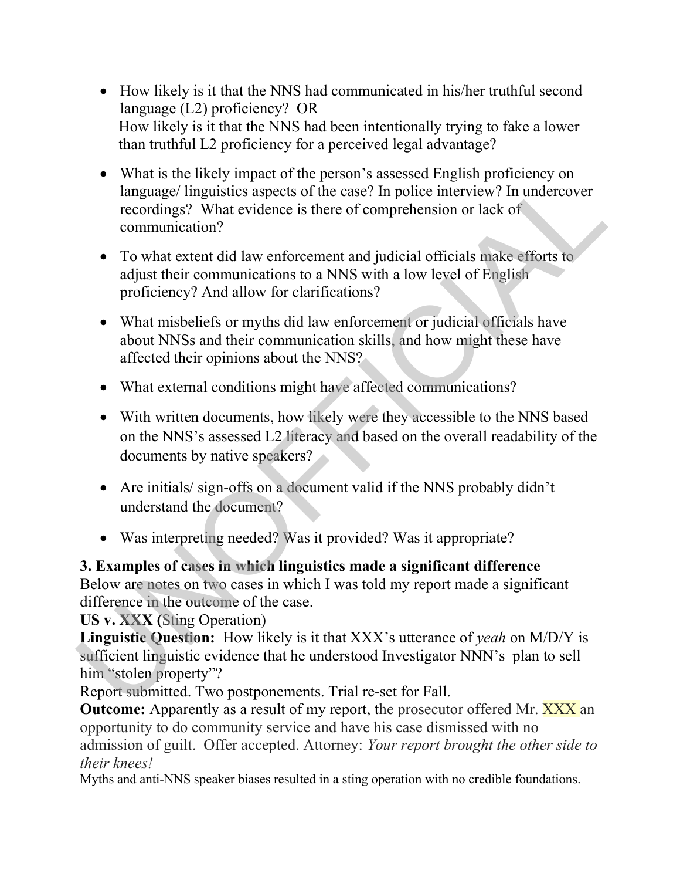- How likely is it that the NNS had communicated in his/her truthful second language (L2) proficiency? OR
  How likely is it that the NNS had been intentionally trying to fake a lower than truthful L2 proficiency for a perceived legal advantage?

- What is the likely impact of the person's assessed English proficiency on language/ linguistics aspects of the case? In police interview? In undercover recordings? What evidence is there of comprehension or lack of communication?

- To what extent did law enforcement and judicial officials make efforts to adjust their communications to a NNS with a low level of English proficiency? And allow for clarifications?

- What misbeliefs or myths did law enforcement or judicial officials have about NNSs and their communication skills, and how might these have affected their opinions about the NNS?

- What external conditions might have affected communications?

- With written documents, how likely were they accessible to the NNS based on the NNS's assessed L2 literacy and based on the overall readability of the documents by native speakers?

- Are initials/ sign-offs on a document valid if the NNS probably didn't understand the document?

- Was interpreting needed? Was it provided? Was it appropriate?

**3. Examples of cases in which linguistics made a significant difference**

Below are notes on two cases in which I was told my report made a significant difference in the outcome of the case.

**US v. XXX (**Sting Operation)

**Linguistic Question:** How likely is it that XXX's utterance of *yeah* on M/D/Y is sufficient linguistic evidence that he understood Investigator NNN's plan to sell him "stolen property"?

Report submitted. Two postponements. Trial re-set for Fall.

**Outcome:** Apparently as a result of my report, the prosecutor offered Mr. XXX an opportunity to do community service and have his case dismissed with no admission of guilt. Offer accepted. Attorney: *Your report brought the other side to their knees!*

Myths and anti-NNS speaker biases resulted in a sting operation with no credible foundations.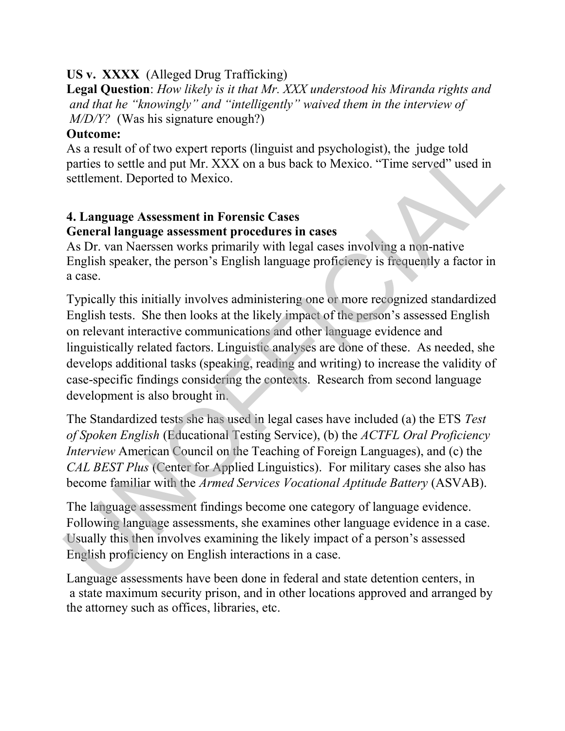**US v. XXXX** (Alleged Drug Trafficking)

**Legal Question**: *How likely is it that Mr. XXX understood his Miranda rights and and that he "knowingly" and "intelligently" waived them in the interview of M/D/Y?* (Was his signature enough?)

**Outcome:**

As a result of of two expert reports (linguist and psychologist), the judge told parties to settle and put Mr. XXX on a bus back to Mexico. "Time served" used in settlement. Deported to Mexico.

### 4. Language Assessment in Forensic Cases

**General language assessment procedures in cases**

As Dr. van Naerssen works primarily with legal cases involving a non-native English speaker, the person's English language proficiency is frequently a factor in a case.

Typically this initially involves administering one or more recognized standardized English tests. She then looks at the likely impact of the person's assessed English on relevant interactive communications and other language evidence and linguistically related factors. Linguistic analyses are done of these. As needed, she develops additional tasks (speaking, reading and writing) to increase the validity of case-specific findings considering the contexts. Research from second language development is also brought in.

The Standardized tests she has used in legal cases have included (a) the ETS *Test of Spoken English* (Educational Testing Service), (b) the *ACTFL Oral Proficiency Interview* American Council on the Teaching of Foreign Languages), and (c) the *CAL BEST Plus* (Center for Applied Linguistics). For military cases she also has become familiar with the *Armed Services Vocational Aptitude Battery* (ASVAB).

The language assessment findings become one category of language evidence. Following language assessments, she examines other language evidence in a case. Usually this then involves examining the likely impact of a person's assessed English proficiency on English interactions in a case.

Language assessments have been done in federal and state detention centers, in a state maximum security prison, and in other locations approved and arranged by the attorney such as offices, libraries, etc.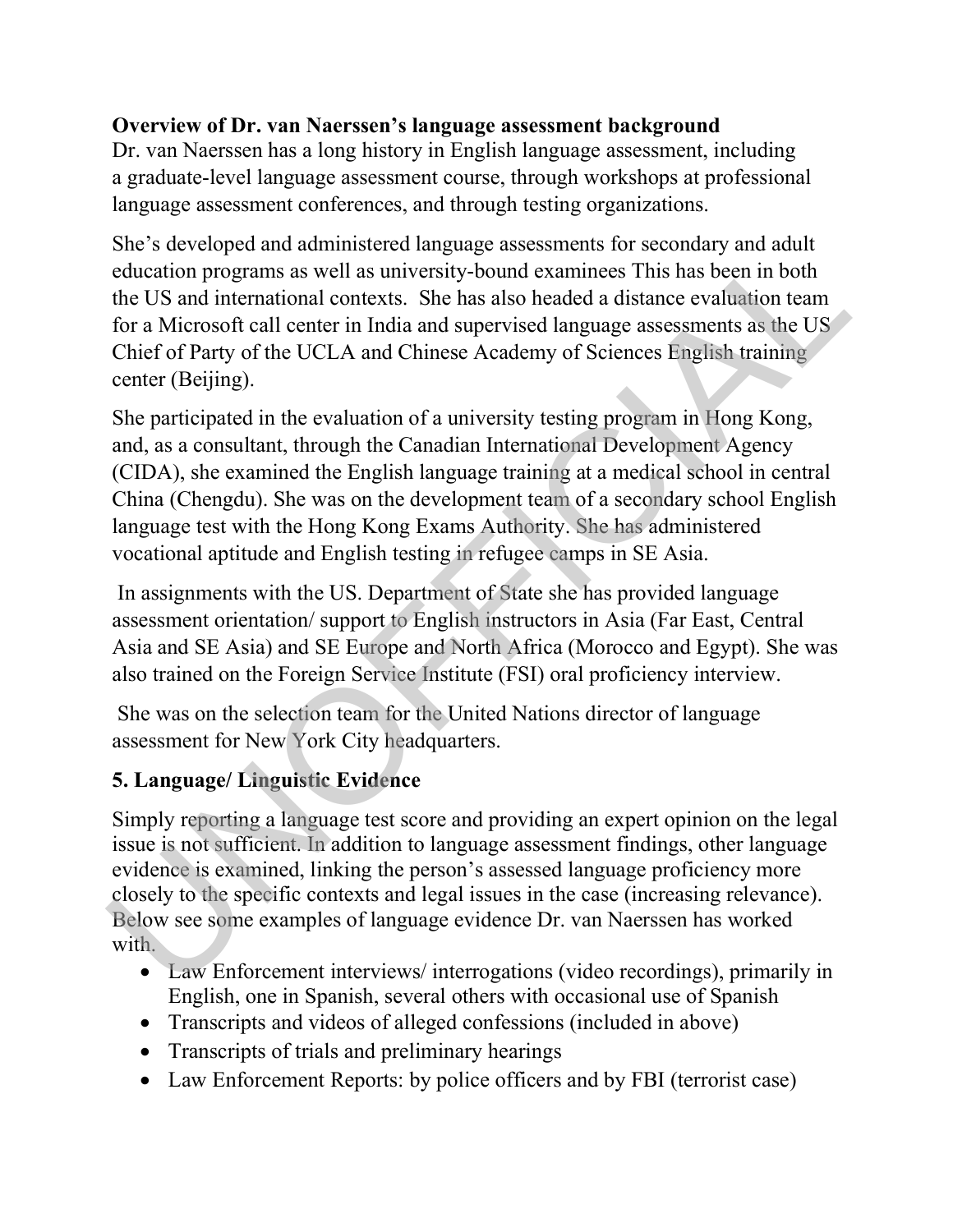**Overview of Dr. van Naerssen's language assessment background**

Dr. van Naerssen has a long history in English language assessment, including a graduate-level language assessment course, through workshops at professional language assessment conferences, and through testing organizations.

She's developed and administered language assessments for secondary and adult education programs as well as university-bound examinees This has been in both the US and international contexts. She has also headed a distance evaluation team for a Microsoft call center in India and supervised language assessments as the US Chief of Party of the UCLA and Chinese Academy of Sciences English training center (Beijing).

She participated in the evaluation of a university testing program in Hong Kong, and, as a consultant, through the Canadian International Development Agency (CIDA), she examined the English language training at a medical school in central China (Chengdu). She was on the development team of a secondary school English language test with the Hong Kong Exams Authority. She has administered vocational aptitude and English testing in refugee camps in SE Asia.

In assignments with the US. Department of State she has provided language assessment orientation/ support to English instructors in Asia (Far East, Central Asia and SE Asia) and SE Europe and North Africa (Morocco and Egypt). She was also trained on the Foreign Service Institute (FSI) oral proficiency interview.

She was on the selection team for the United Nations director of language assessment for New York City headquarters.

## 5. Language/ Linguistic Evidence

Simply reporting a language test score and providing an expert opinion on the legal issue is not sufficient. In addition to language assessment findings, other language evidence is examined, linking the person's assessed language proficiency more closely to the specific contexts and legal issues in the case (increasing relevance). Below see some examples of language evidence Dr. van Naerssen has worked with.

- Law Enforcement interviews/ interrogations (video recordings), primarily in English, one in Spanish, several others with occasional use of Spanish
- Transcripts and videos of alleged confessions (included in above)
- Transcripts of trials and preliminary hearings
- Law Enforcement Reports: by police officers and by FBI (terrorist case)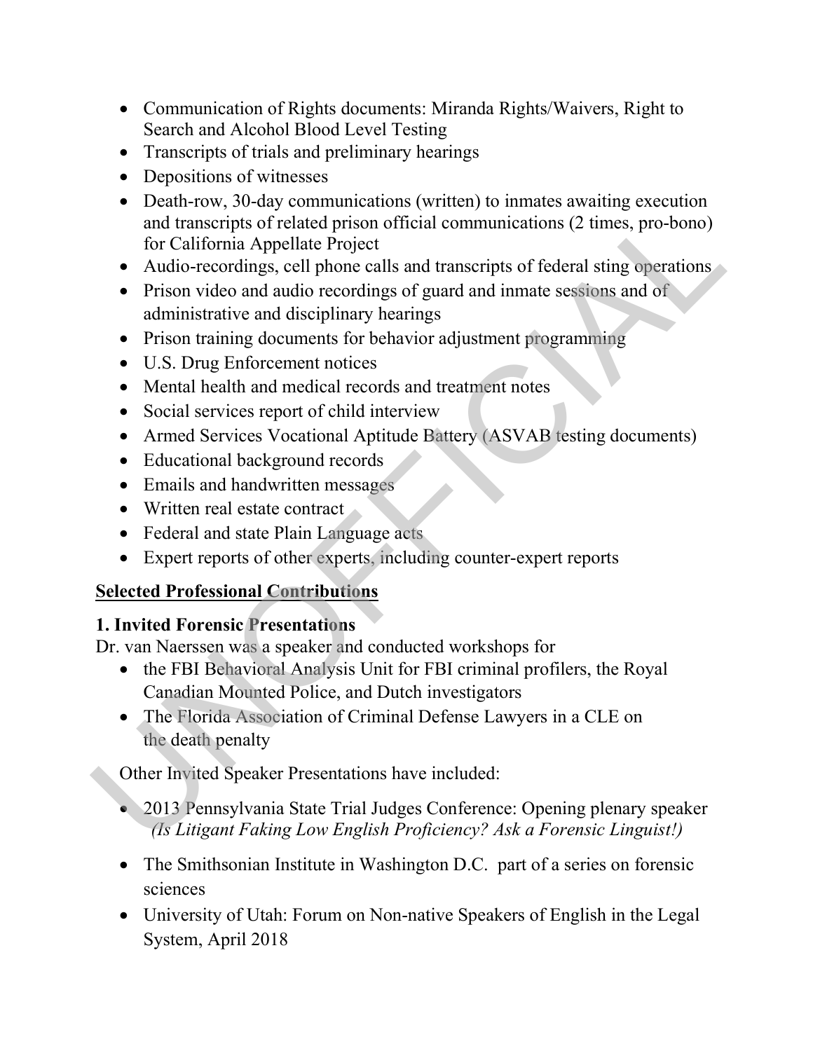- Communication of Rights documents: Miranda Rights/Waivers, Right to Search and Alcohol Blood Level Testing
- Transcripts of trials and preliminary hearings
- Depositions of witnesses
- Death-row, 30-day communications (written) to inmates awaiting execution and transcripts of related prison official communications (2 times, pro-bono) for California Appellate Project
- Audio-recordings, cell phone calls and transcripts of federal sting operations
- Prison video and audio recordings of guard and inmate sessions and of administrative and disciplinary hearings
- Prison training documents for behavior adjustment programming
- U.S. Drug Enforcement notices
- Mental health and medical records and treatment notes
- Social services report of child interview
- Armed Services Vocational Aptitude Battery (ASVAB testing documents)
- Educational background records
- Emails and handwritten messages
- Written real estate contract
- Federal and state Plain Language acts
- Expert reports of other experts, including counter-expert reports

## Selected Professional Contributions

### 1. Invited Forensic Presentations

Dr. van Naerssen was a speaker and conducted workshops for

- the FBI Behavioral Analysis Unit for FBI criminal profilers, the Royal Canadian Mounted Police, and Dutch investigators
- The Florida Association of Criminal Defense Lawyers in a CLE on the death penalty

Other Invited Speaker Presentations have included:

- 2013 Pennsylvania State Trial Judges Conference: Opening plenary speaker *(Is Litigant Faking Low English Proficiency? Ask a Forensic Linguist!)*
- The Smithsonian Institute in Washington D.C. part of a series on forensic sciences
- University of Utah: Forum on Non-native Speakers of English in the Legal System, April 2018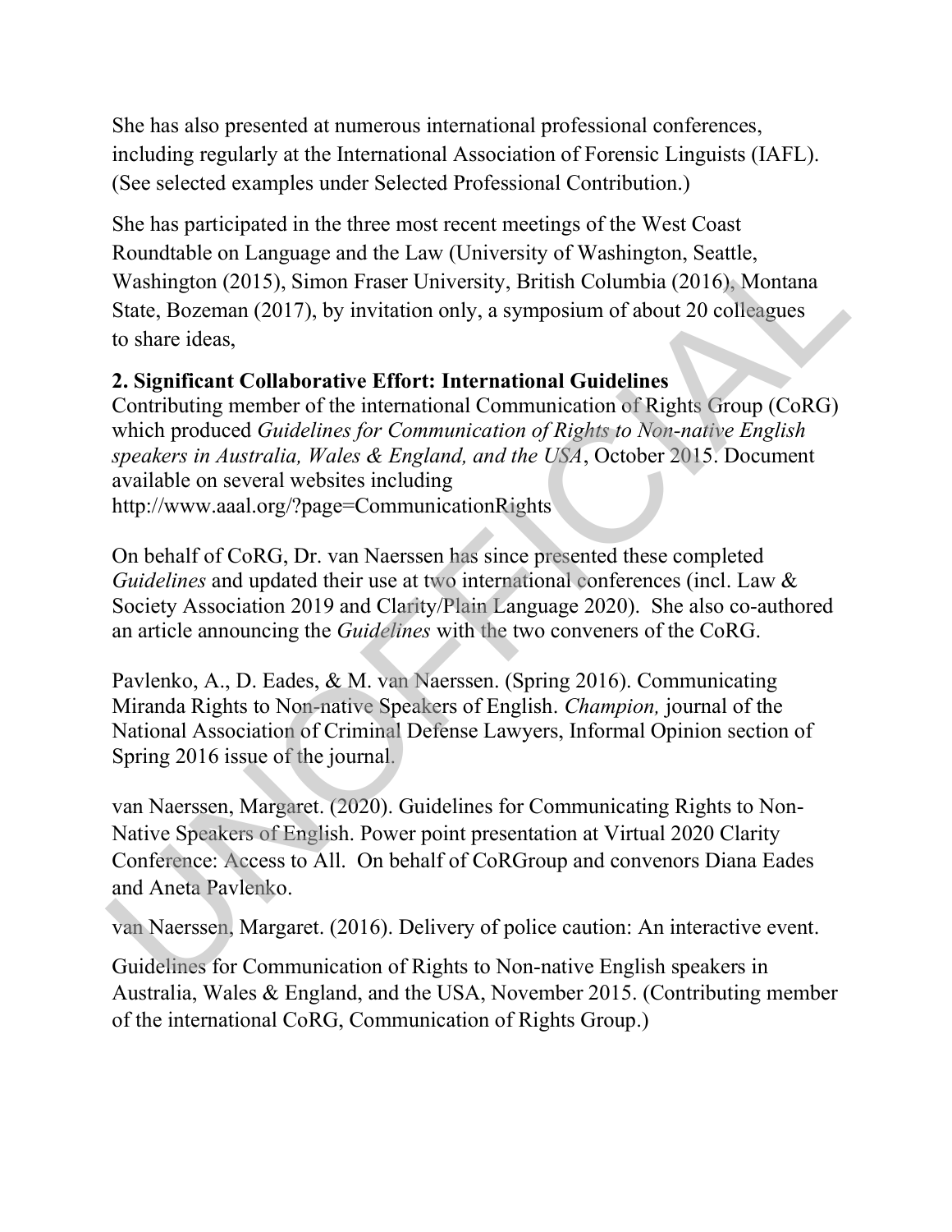She has also presented at numerous international professional conferences, including regularly at the International Association of Forensic Linguists (IAFL). (See selected examples under Selected Professional Contribution.)

She has participated in the three most recent meetings of the West Coast Roundtable on Language and the Law (University of Washington, Seattle, Washington (2015), Simon Fraser University, British Columbia (2016), Montana State, Bozeman (2017), by invitation only, a symposium of about 20 colleagues to share ideas,

**2. Significant Collaborative Effort: International Guidelines**

Contributing member of the international Communication of Rights Group (CoRG) which produced *Guidelines for Communication of Rights to Non-native English speakers in Australia, Wales & England, and the USA*, October 2015. Document available on several websites including http://www.aaal.org/?page=CommunicationRights

On behalf of CoRG, Dr. van Naerssen has since presented these completed *Guidelines* and updated their use at two international conferences (incl. Law & Society Association 2019 and Clarity/Plain Language 2020). She also co-authored an article announcing the *Guidelines* with the two conveners of the CoRG.

Pavlenko, A., D. Eades, & M. van Naerssen. (Spring 2016). Communicating Miranda Rights to Non-native Speakers of English. *Champion,* journal of the National Association of Criminal Defense Lawyers, Informal Opinion section of Spring 2016 issue of the journal.

van Naerssen, Margaret. (2020). Guidelines for Communicating Rights to Non-Native Speakers of English. Power point presentation at Virtual 2020 Clarity Conference: Access to All. On behalf of CoRGroup and convenors Diana Eades and Aneta Pavlenko.

van Naerssen, Margaret. (2016). Delivery of police caution: An interactive event.

Guidelines for Communication of Rights to Non-native English speakers in Australia, Wales & England, and the USA, November 2015. (Contributing member of the international CoRG, Communication of Rights Group.)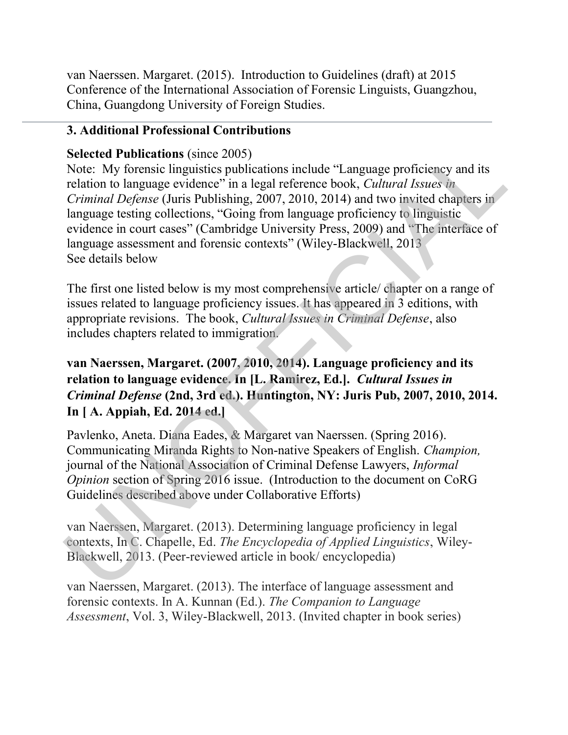van Naerssen. Margaret. (2015). Introduction to Guidelines (draft) at 2015 Conference of the International Association of Forensic Linguists, Guangzhou, China, Guangdong University of Foreign Studies.

---

### 3. Additional Professional Contributions

**Selected Publications** (since 2005)

Note: My forensic linguistics publications include "Language proficiency and its relation to language evidence" in a legal reference book, *Cultural Issues in Criminal Defense* (Juris Publishing, 2007, 2010, 2014) and two invited chapters in language testing collections, "Going from language proficiency to linguistic evidence in court cases" (Cambridge University Press, 2009) and "The interface of language assessment and forensic contexts" (Wiley-Blackwell, 2013

See details below

The first one listed below is my most comprehensive article/ chapter on a range of issues related to language proficiency issues. It has appeared in 3 editions, with appropriate revisions. The book, *Cultural Issues in Criminal Defense*, also includes chapters related to immigration.

**van Naerssen, Margaret. (2007, 2010, 2014). Language proficiency and its relation to language evidence. In [L. Ramirez, Ed.].** ***Cultural Issues in Criminal Defense*** **(2nd, 3rd ed.). Huntington, NY: Juris Pub, 2007, 2010, 2014. In [ A. Appiah, Ed. 2014 ed.]**

Pavlenko, Aneta. Diana Eades, & Margaret van Naerssen. (Spring 2016). Communicating Miranda Rights to Non-native Speakers of English. *Champion,* journal of the National Association of Criminal Defense Lawyers, *Informal Opinion* section of Spring 2016 issue. (Introduction to the document on CoRG Guidelines described above under Collaborative Efforts)

van Naerssen, Margaret. (2013). Determining language proficiency in legal contexts, In C. Chapelle, Ed. *The Encyclopedia of Applied Linguistics*, Wiley-Blackwell, 2013. (Peer-reviewed article in book/ encyclopedia)

van Naerssen, Margaret. (2013). The interface of language assessment and forensic contexts. In A. Kunnan (Ed.). *The Companion to Language Assessment*, Vol. 3, Wiley-Blackwell, 2013. (Invited chapter in book series)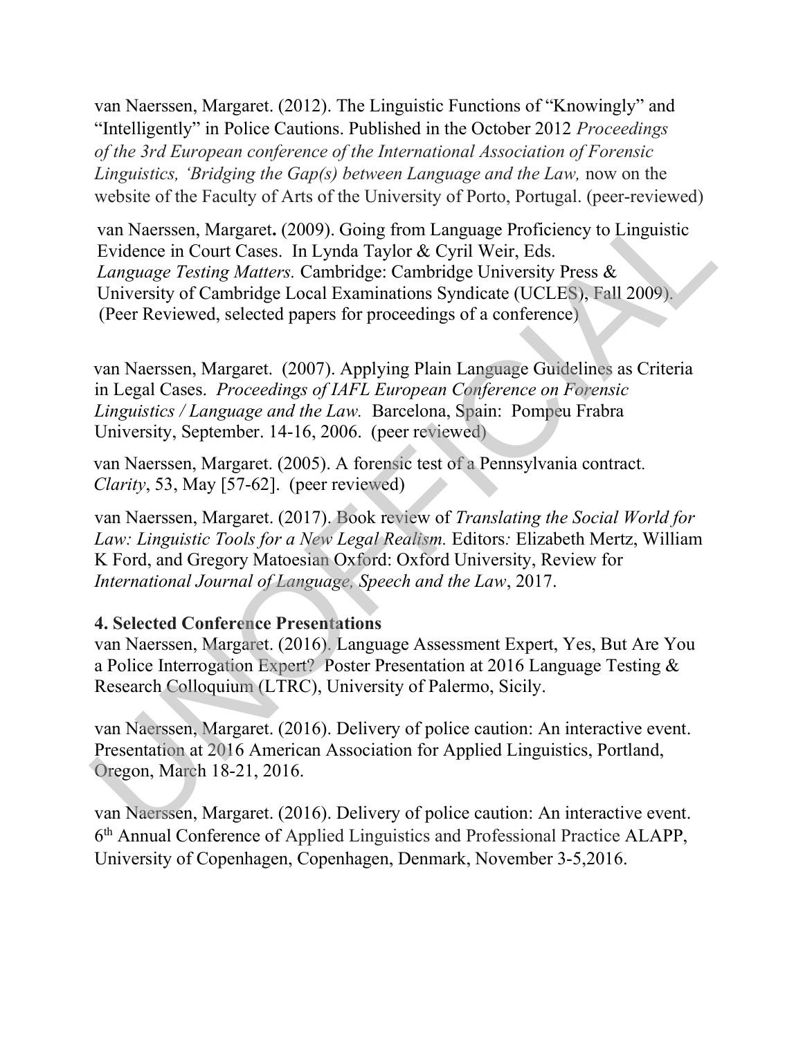van Naerssen, Margaret. (2012). The Linguistic Functions of "Knowingly" and "Intelligently" in Police Cautions. Published in the October 2012 *Proceedings of the 3rd European conference of the International Association of Forensic Linguistics, 'Bridging the Gap(s) between Language and the Law,* now on the website of the Faculty of Arts of the University of Porto, Portugal. (peer-reviewed)

van Naerssen, Margaret**.** (2009). Going from Language Proficiency to Linguistic Evidence in Court Cases. In Lynda Taylor & Cyril Weir, Eds. *Language Testing Matters.* Cambridge: Cambridge University Press & University of Cambridge Local Examinations Syndicate (UCLES), Fall 2009). (Peer Reviewed, selected papers for proceedings of a conference)

van Naerssen, Margaret. (2007). Applying Plain Language Guidelines as Criteria in Legal Cases. *Proceedings of IAFL European Conference on Forensic Linguistics / Language and the Law.* Barcelona, Spain: Pompeu Frabra University, September. 14-16, 2006. (peer reviewed)

van Naerssen, Margaret. (2005). A forensic test of a Pennsylvania contract. *Clarity*, 53, May [57-62]. (peer reviewed)

van Naerssen, Margaret. (2017). Book review of *Translating the Social World for Law: Linguistic Tools for a New Legal Realism.* Editors*:* Elizabeth Mertz, William K Ford, and Gregory Matoesian Oxford: Oxford University, Review for *International Journal of Language, Speech and the Law*, 2017.

**4. Selected Conference Presentations**

van Naerssen, Margaret. (2016). Language Assessment Expert, Yes, But Are You a Police Interrogation Expert? Poster Presentation at 2016 Language Testing & Research Colloquium (LTRC), University of Palermo, Sicily.

van Naerssen, Margaret. (2016). Delivery of police caution: An interactive event. Presentation at 2016 American Association for Applied Linguistics, Portland, Oregon, March 18-21, 2016.

van Naerssen, Margaret. (2016). Delivery of police caution: An interactive event. 6th Annual Conference of Applied Linguistics and Professional Practice ALAPP, University of Copenhagen, Copenhagen, Denmark, November 3-5,2016.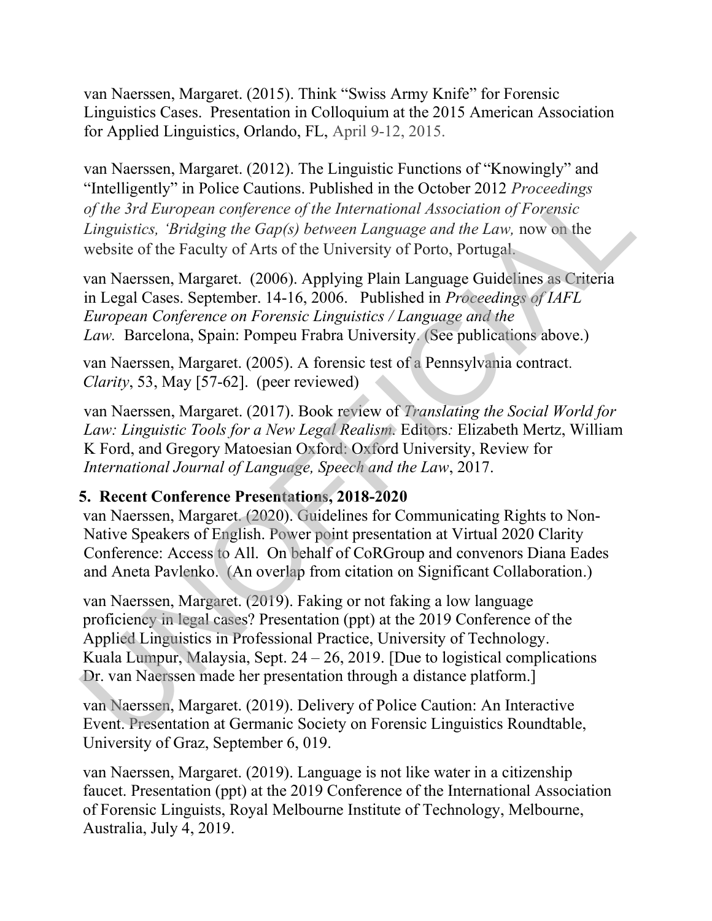van Naerssen, Margaret. (2015). Think "Swiss Army Knife" for Forensic Linguistics Cases. Presentation in Colloquium at the 2015 American Association for Applied Linguistics, Orlando, FL, April 9-12, 2015.

van Naerssen, Margaret. (2012). The Linguistic Functions of "Knowingly" and "Intelligently" in Police Cautions. Published in the October 2012 *Proceedings of the 3rd European conference of the International Association of Forensic Linguistics, 'Bridging the Gap(s) between Language and the Law,* now on the website of the Faculty of Arts of the University of Porto, Portugal.

van Naerssen, Margaret. (2006). Applying Plain Language Guidelines as Criteria in Legal Cases. September. 14-16, 2006. Published in *Proceedings of IAFL European Conference on Forensic Linguistics / Language and the Law.* Barcelona, Spain: Pompeu Frabra University. (See publications above.)

van Naerssen, Margaret. (2005). A forensic test of a Pennsylvania contract. *Clarity*, 53, May [57-62]. (peer reviewed)

van Naerssen, Margaret. (2017). Book review of *Translating the Social World for Law: Linguistic Tools for a New Legal Realism.* Editors*:* Elizabeth Mertz, William K Ford, and Gregory Matoesian Oxford: Oxford University, Review for *International Journal of Language, Speech and the Law*, 2017.

## 5. Recent Conference Presentations, 2018-2020

van Naerssen, Margaret. (2020). Guidelines for Communicating Rights to Non-Native Speakers of English. Power point presentation at Virtual 2020 Clarity Conference: Access to All. On behalf of CoRGroup and convenors Diana Eades and Aneta Pavlenko. (An overlap from citation on Significant Collaboration.)

van Naerssen, Margaret. (2019). Faking or not faking a low language proficiency in legal cases? Presentation (ppt) at the 2019 Conference of the Applied Linguistics in Professional Practice, University of Technology. Kuala Lumpur, Malaysia, Sept. 24 – 26, 2019. [Due to logistical complications Dr. van Naerssen made her presentation through a distance platform.]

van Naerssen, Margaret. (2019). Delivery of Police Caution: An Interactive Event. Presentation at Germanic Society on Forensic Linguistics Roundtable, University of Graz, September 6, 019.

van Naerssen, Margaret. (2019). Language is not like water in a citizenship faucet. Presentation (ppt) at the 2019 Conference of the International Association of Forensic Linguists, Royal Melbourne Institute of Technology, Melbourne, Australia, July 4, 2019.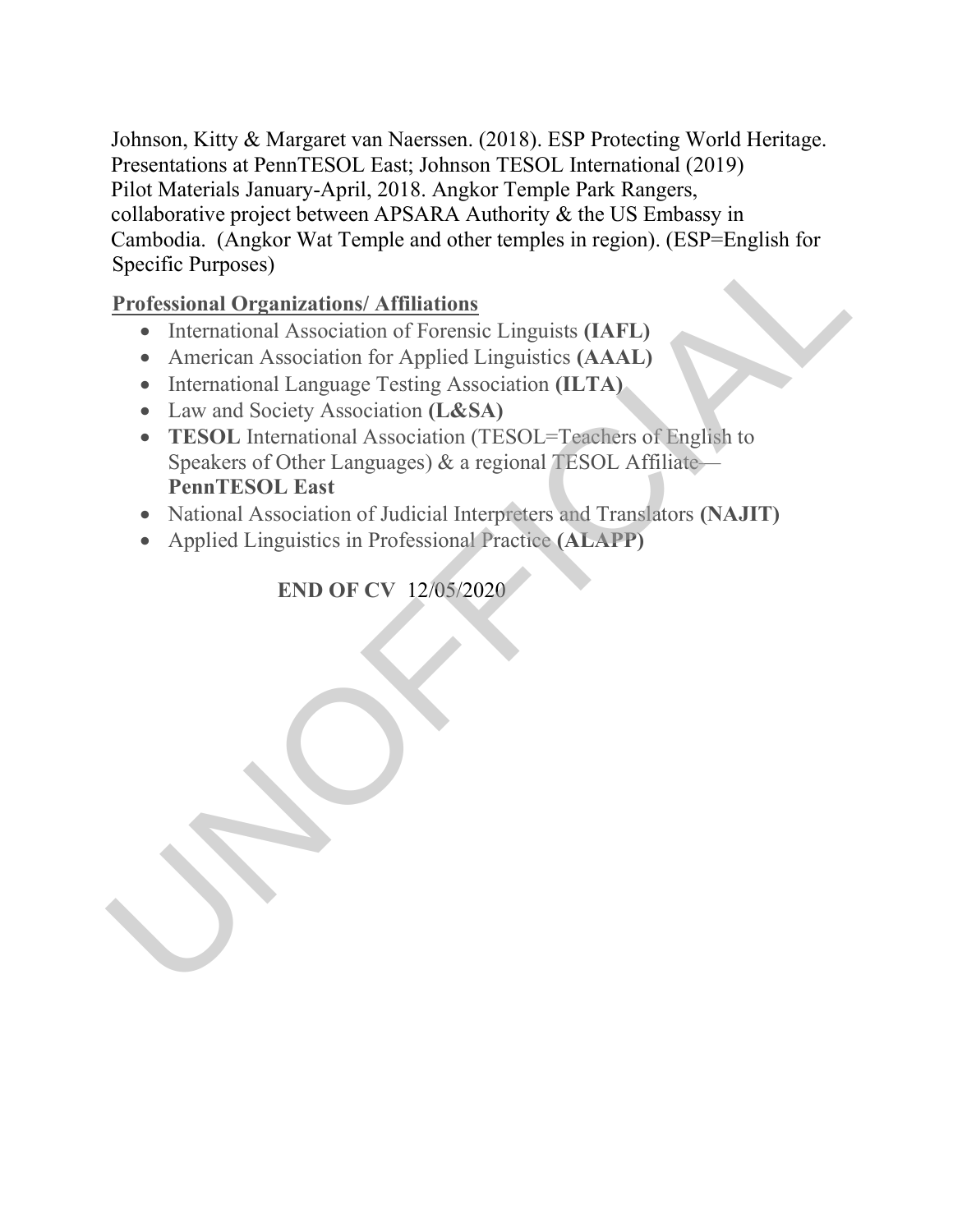Johnson, Kitty & Margaret van Naerssen. (2018). ESP Protecting World Heritage. Presentations at PennTESOL East; Johnson TESOL International (2019)
Pilot Materials January-April, 2018. Angkor Temple Park Rangers, collaborative project between APSARA Authority & the US Embassy in Cambodia. (Angkor Wat Temple and other temples in region). (ESP=English for Specific Purposes)

**Professional Organizations/ Affiliations**

- International Association of Forensic Linguists **(IAFL)**
- American Association for Applied Linguistics **(AAAL)**
- International Language Testing Association **(ILTA)**
- Law and Society Association **(L&SA)**
- **TESOL** International Association (TESOL=Teachers of English to Speakers of Other Languages) & a regional TESOL Affiliate—**PennTESOL East**
- National Association of Judicial Interpreters and Translators **(NAJIT)**
- Applied Linguistics in Professional Practice **(ALAPP)**

**END OF CV** 12/05/2020